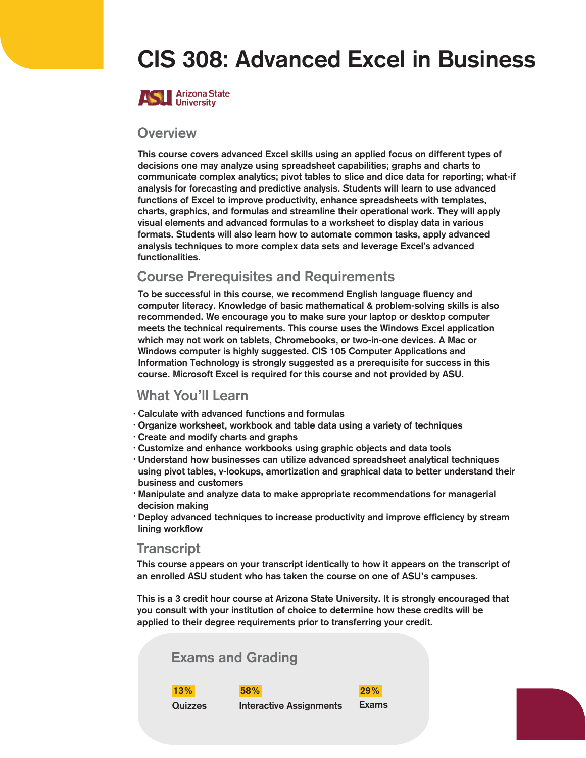# CIS 308: Advanced Excel in Business

Arizona State University

## Overview

This course covers advanced Excel skills using an applied focus on different types of decisions one may analyze using spreadsheet capabilities; graphs and charts to communicate complex analytics; pivot tables to slice and dice data for reporting; what-if analysis for forecasting and predictive analysis. Students will learn to use advanced functions of Excel to improve productivity, enhance spreadsheets with templates, charts, graphics, and formulas and streamline their operational work. They will apply visual elements and advanced formulas to a worksheet to display data in various formats. Students will also learn how to automate common tasks, apply advanced analysis techniques to more complex data sets and leverage Excel's advanced functionalities.

## Course Prerequisites and Requirements

To be successful in this course, we recommend English language fluency and computer literacy. Knowledge of basic mathematical & problem-solving skills is also recommended. We encourage you to make sure your laptop or desktop computer meets the technical requirements. This course uses the Windows Excel application which may not work on tablets, Chromebooks, or two-in-one devices. A Mac or Windows computer is highly suggested. CIS 105 Computer Applications and Information Technology is strongly suggested as a prerequisite for success in this course. Microsoft Excel is required for this course and not provided by ASU.

## What You'll Learn

- Calculate with advanced functions and formulas
- Organize worksheet, workbook and table data using a variety of techniques
- Create and modify charts and graphs
- Customize and enhance workbooks using graphic objects and data tools
- Understand how businesses can utilize advanced spreadsheet analytical techniques using pivot tables, v-lookups, amortization and graphical data to better understand their business and customers
- Manipulate and analyze data to make appropriate recommendations for managerial decision making
- Deploy advanced techniques to increase productivity and improve efficiency by stream lining workflow

## Transcript

This course appears on your transcript identically to how it appears on the transcript of an enrolled ASU student who has taken the course on one of ASU's campuses.

This is a 3 credit hour course at Arizona State University. It is strongly encouraged that you consult with your institution of choice to determine how these credits will be applied to their degree requirements prior to transferring your credit.

## Exams and Grading

| 13% | 58% | 29% |
| --- | --- | --- |
| Quizzes | Interactive Assignments | Exams |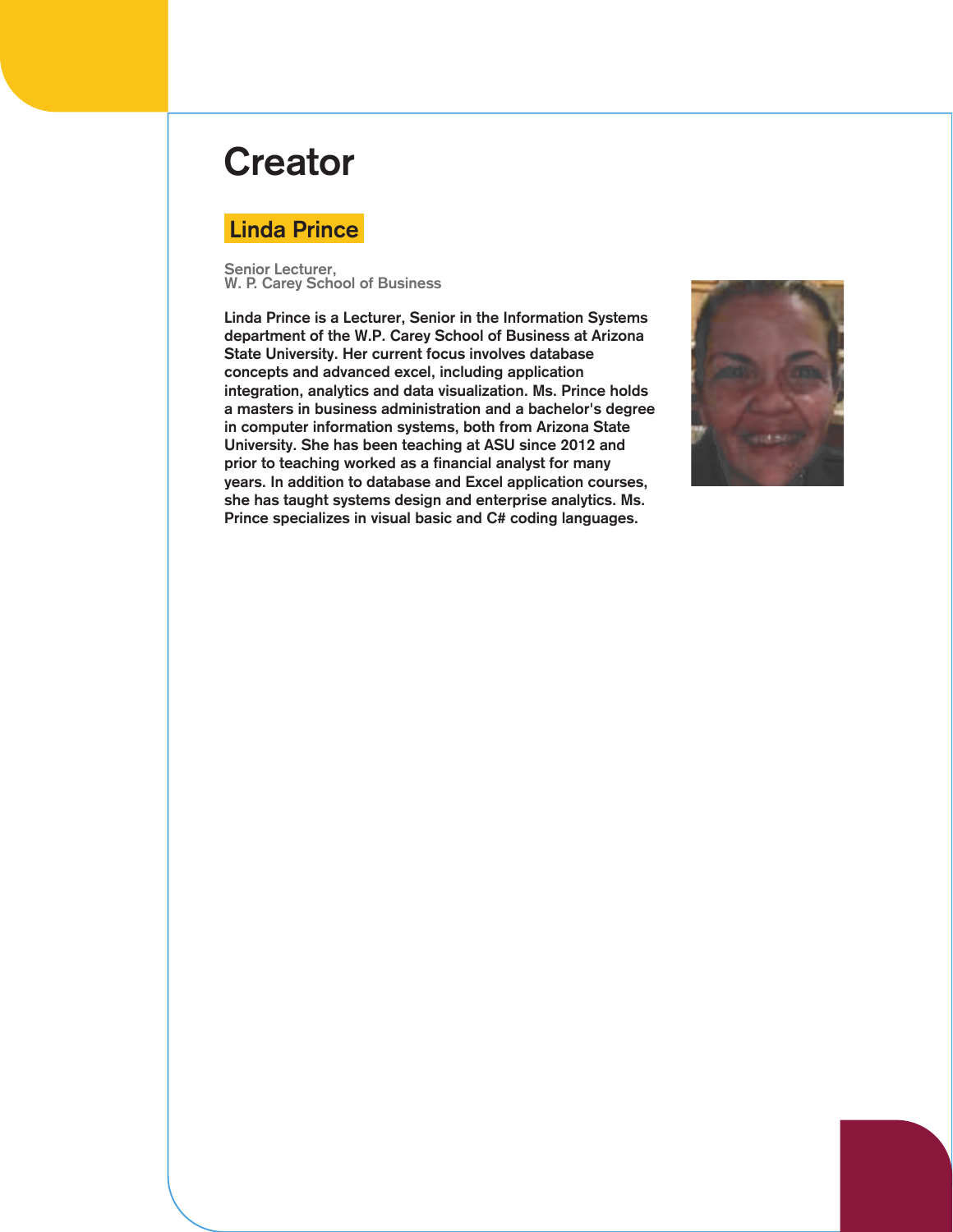# Creator

## Linda Prince

Senior Lecturer,
W. P. Carey School of Business

**Linda Prince is a Lecturer, Senior in the Information Systems department of the W.P. Carey School of Business at Arizona State University. Her current focus involves database concepts and advanced excel, including application integration, analytics and data visualization. Ms. Prince holds a masters in business administration and a bachelor's degree in computer information systems, both from Arizona State University. She has been teaching at ASU since 2012 and prior to teaching worked as a financial analyst for many years. In addition to database and Excel application courses, she has taught systems design and enterprise analytics. Ms. Prince specializes in visual basic and C# coding languages.**